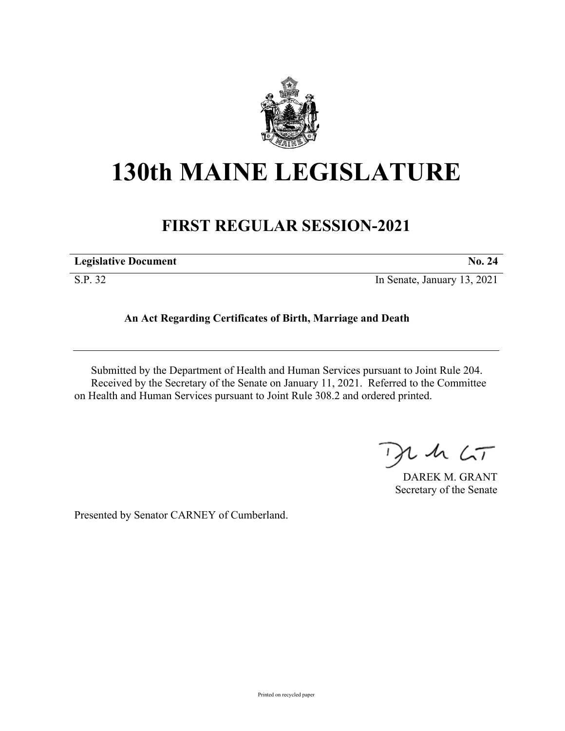# 130th MAINE LEGISLATURE

## FIRST REGULAR SESSION-2021

| **Legislative Document** | **No. 24** |
|---|---|
| S.P. 32 | In Senate, January 13, 2021 |

**An Act Regarding Certificates of Birth, Marriage and Death**

Submitted by the Department of Health and Human Services pursuant to Joint Rule 204.
Received by the Secretary of the Senate on January 11, 2021. Referred to the Committee on Health and Human Services pursuant to Joint Rule 308.2 and ordered printed.

DAREK M. GRANT
Secretary of the Senate

Presented by Senator CARNEY of Cumberland.

Printed on recycled paper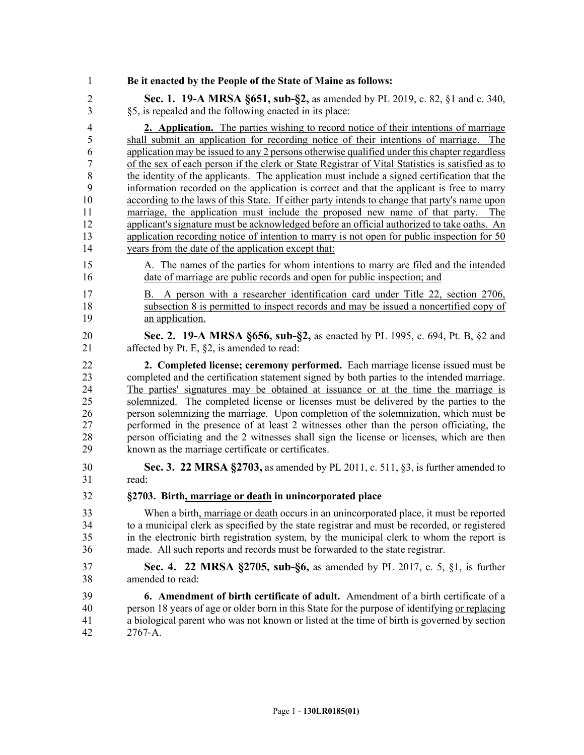**Be it enacted by the People of the State of Maine as follows:**

**Sec. 1. 19-A MRSA §651, sub-§2,** as amended by PL 2019, c. 82, §1 and c. 340, §5, is repealed and the following enacted in its place:

**2. Application.** The parties wishing to record notice of their intentions of marriage shall submit an application for recording notice of their intentions of marriage. The application may be issued to any 2 persons otherwise qualified under this chapter regardless of the sex of each person if the clerk or State Registrar of Vital Statistics is satisfied as to the identity of the applicants. The application must include a signed certification that the information recorded on the application is correct and that the applicant is free to marry according to the laws of this State. If either party intends to change that party's name upon marriage, the application must include the proposed new name of that party. The applicant's signature must be acknowledged before an official authorized to take oaths. An application recording notice of intention to marry is not open for public inspection for 50 years from the date of the application except that:

A. The names of the parties for whom intentions to marry are filed and the intended date of marriage are public records and open for public inspection; and

B. A person with a researcher identification card under Title 22, section 2706, subsection 8 is permitted to inspect records and may be issued a noncertified copy of an application.

**Sec. 2. 19-A MRSA §656, sub-§2,** as enacted by PL 1995, c. 694, Pt. B, §2 and affected by Pt. E, §2, is amended to read:

**2. Completed license; ceremony performed.** Each marriage license issued must be completed and the certification statement signed by both parties to the intended marriage. The parties' signatures may be obtained at issuance or at the time the marriage is solemnized. The completed license or licenses must be delivered by the parties to the person solemnizing the marriage. Upon completion of the solemnization, which must be performed in the presence of at least 2 witnesses other than the person officiating, the person officiating and the 2 witnesses shall sign the license or licenses, which are then known as the marriage certificate or certificates.

**Sec. 3. 22 MRSA §2703,** as amended by PL 2011, c. 511, §3, is further amended to read:

**§2703. Birth, marriage or death in unincorporated place**

When a birth, marriage or death occurs in an unincorporated place, it must be reported to a municipal clerk as specified by the state registrar and must be recorded, or registered in the electronic birth registration system, by the municipal clerk to whom the report is made. All such reports and records must be forwarded to the state registrar.

**Sec. 4. 22 MRSA §2705, sub-§6,** as amended by PL 2017, c. 5, §1, is further amended to read:

**6. Amendment of birth certificate of adult.** Amendment of a birth certificate of a person 18 years of age or older born in this State for the purpose of identifying or replacing a biological parent who was not known or listed at the time of birth is governed by section 2767-A.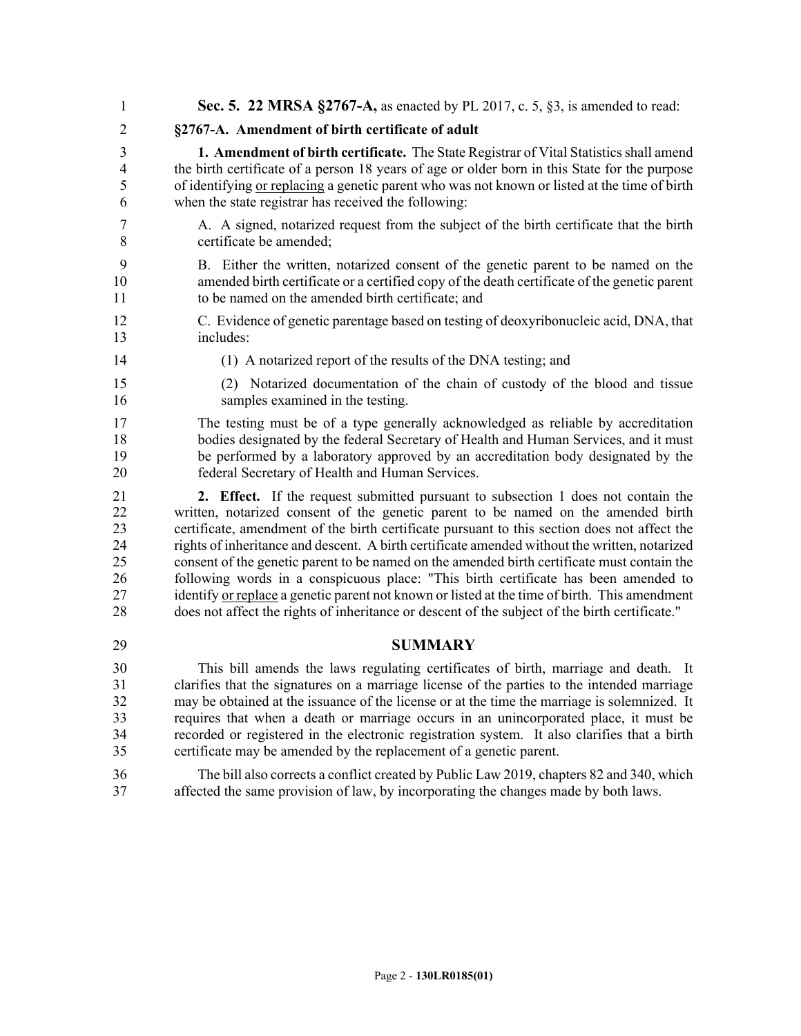**Sec. 5. 22 MRSA §2767-A,** as enacted by PL 2017, c. 5, §3, is amended to read:

**§2767-A. Amendment of birth certificate of adult**

**1. Amendment of birth certificate.** The State Registrar of Vital Statistics shall amend the birth certificate of a person 18 years of age or older born in this State for the purpose of identifying <u>or replacing</u> a genetic parent who was not known or listed at the time of birth when the state registrar has received the following:

A. A signed, notarized request from the subject of the birth certificate that the birth certificate be amended;

B. Either the written, notarized consent of the genetic parent to be named on the amended birth certificate or a certified copy of the death certificate of the genetic parent to be named on the amended birth certificate; and

C. Evidence of genetic parentage based on testing of deoxyribonucleic acid, DNA, that includes:

(1) A notarized report of the results of the DNA testing; and

(2) Notarized documentation of the chain of custody of the blood and tissue samples examined in the testing.

The testing must be of a type generally acknowledged as reliable by accreditation bodies designated by the federal Secretary of Health and Human Services, and it must be performed by a laboratory approved by an accreditation body designated by the federal Secretary of Health and Human Services.

**2. Effect.** If the request submitted pursuant to subsection 1 does not contain the written, notarized consent of the genetic parent to be named on the amended birth certificate, amendment of the birth certificate pursuant to this section does not affect the rights of inheritance and descent. A birth certificate amended without the written, notarized consent of the genetic parent to be named on the amended birth certificate must contain the following words in a conspicuous place: "This birth certificate has been amended to identify <u>or replace</u> a genetic parent not known or listed at the time of birth. This amendment does not affect the rights of inheritance or descent of the subject of the birth certificate."

## SUMMARY

This bill amends the laws regulating certificates of birth, marriage and death. It clarifies that the signatures on a marriage license of the parties to the intended marriage may be obtained at the issuance of the license or at the time the marriage is solemnized. It requires that when a death or marriage occurs in an unincorporated place, it must be recorded or registered in the electronic registration system. It also clarifies that a birth certificate may be amended by the replacement of a genetic parent.

The bill also corrects a conflict created by Public Law 2019, chapters 82 and 340, which affected the same provision of law, by incorporating the changes made by both laws.